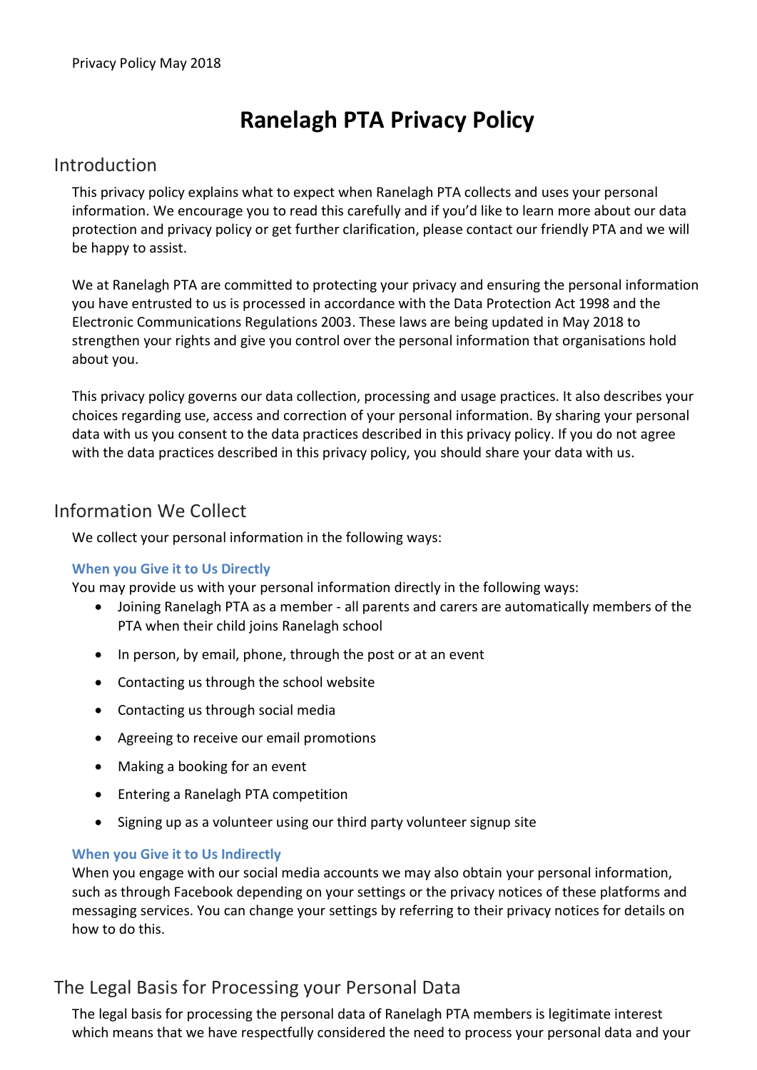Privacy Policy May 2018

# Ranelagh PTA Privacy Policy

## Introduction

This privacy policy explains what to expect when Ranelagh PTA collects and uses your personal information. We encourage you to read this carefully and if you'd like to learn more about our data protection and privacy policy or get further clarification, please contact our friendly PTA and we will be happy to assist.

We at Ranelagh PTA are committed to protecting your privacy and ensuring the personal information you have entrusted to us is processed in accordance with the Data Protection Act 1998 and the Electronic Communications Regulations 2003. These laws are being updated in May 2018 to strengthen your rights and give you control over the personal information that organisations hold about you.

This privacy policy governs our data collection, processing and usage practices. It also describes your choices regarding use, access and correction of your personal information. By sharing your personal data with us you consent to the data practices described in this privacy policy. If you do not agree with the data practices described in this privacy policy, you should share your data with us.

## Information We Collect

We collect your personal information in the following ways:

### When you Give it to Us Directly

You may provide us with your personal information directly in the following ways:

- Joining Ranelagh PTA as a member - all parents and carers are automatically members of the PTA when their child joins Ranelagh school
- In person, by email, phone, through the post or at an event
- Contacting us through the school website
- Contacting us through social media
- Agreeing to receive our email promotions
- Making a booking for an event
- Entering a Ranelagh PTA competition
- Signing up as a volunteer using our third party volunteer signup site

### When you Give it to Us Indirectly

When you engage with our social media accounts we may also obtain your personal information, such as through Facebook depending on your settings or the privacy notices of these platforms and messaging services. You can change your settings by referring to their privacy notices for details on how to do this.

## The Legal Basis for Processing your Personal Data

The legal basis for processing the personal data of Ranelagh PTA members is legitimate interest which means that we have respectfully considered the need to process your personal data and your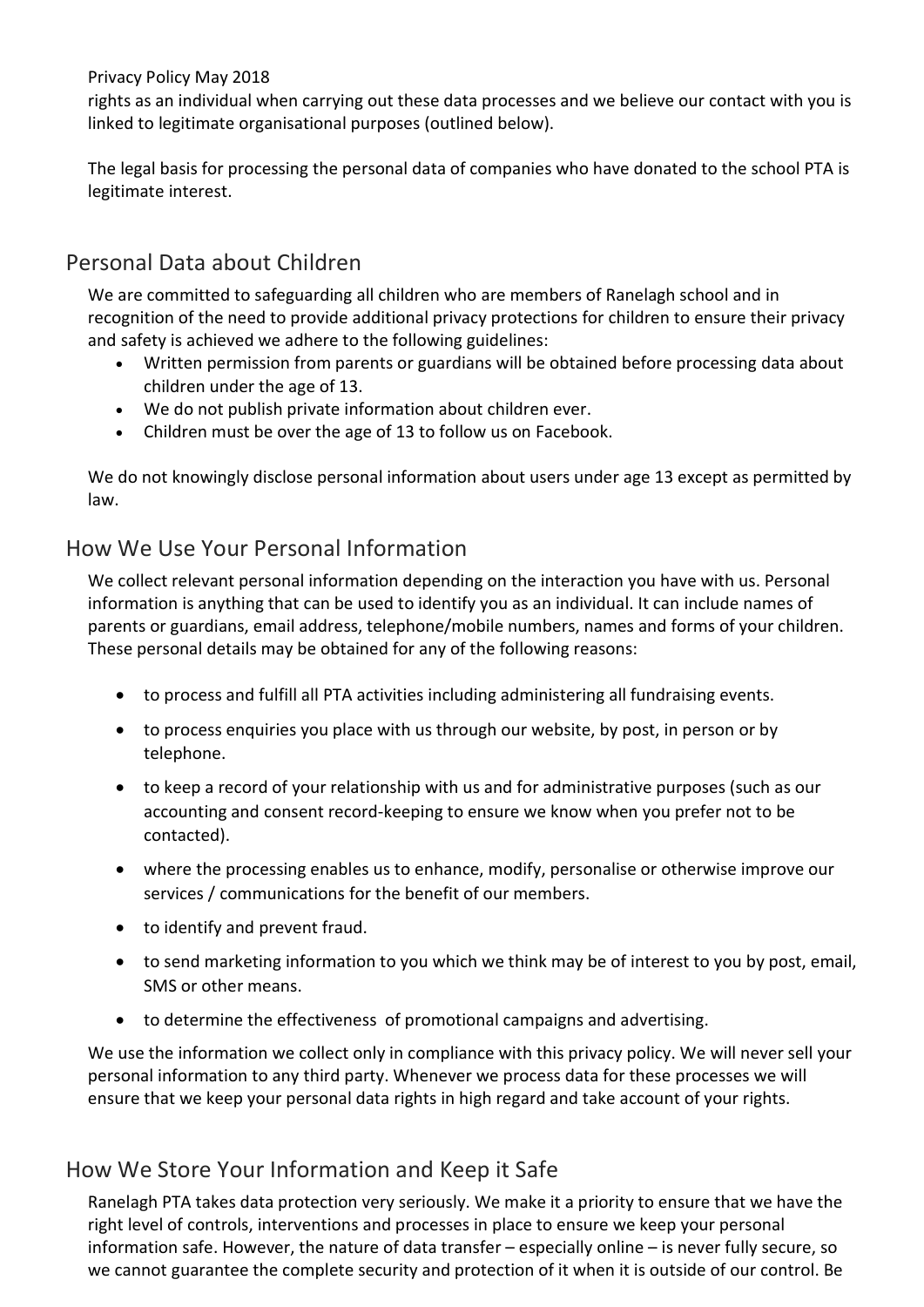rights as an individual when carrying out these data processes and we believe our contact with you is linked to legitimate organisational purposes (outlined below).

The legal basis for processing the personal data of companies who have donated to the school PTA is legitimate interest.

## Personal Data about Children

We are committed to safeguarding all children who are members of Ranelagh school and in recognition of the need to provide additional privacy protections for children to ensure their privacy and safety is achieved we adhere to the following guidelines:

- Written permission from parents or guardians will be obtained before processing data about children under the age of 13.
- We do not publish private information about children ever.
- Children must be over the age of 13 to follow us on Facebook.

We do not knowingly disclose personal information about users under age 13 except as permitted by law.

## How We Use Your Personal Information

We collect relevant personal information depending on the interaction you have with us. Personal information is anything that can be used to identify you as an individual. It can include names of parents or guardians, email address, telephone/mobile numbers, names and forms of your children. These personal details may be obtained for any of the following reasons:

- to process and fulfill all PTA activities including administering all fundraising events.
- to process enquiries you place with us through our website, by post, in person or by telephone.
- to keep a record of your relationship with us and for administrative purposes (such as our accounting and consent record-keeping to ensure we know when you prefer not to be contacted).
- where the processing enables us to enhance, modify, personalise or otherwise improve our services / communications for the benefit of our members.
- to identify and prevent fraud.
- to send marketing information to you which we think may be of interest to you by post, email, SMS or other means.
- to determine the effectiveness of promotional campaigns and advertising.

We use the information we collect only in compliance with this privacy policy. We will never sell your personal information to any third party. Whenever we process data for these processes we will ensure that we keep your personal data rights in high regard and take account of your rights.

## How We Store Your Information and Keep it Safe

Ranelagh PTA takes data protection very seriously. We make it a priority to ensure that we have the right level of controls, interventions and processes in place to ensure we keep your personal information safe. However, the nature of data transfer – especially online – is never fully secure, so we cannot guarantee the complete security and protection of it when it is outside of our control. Be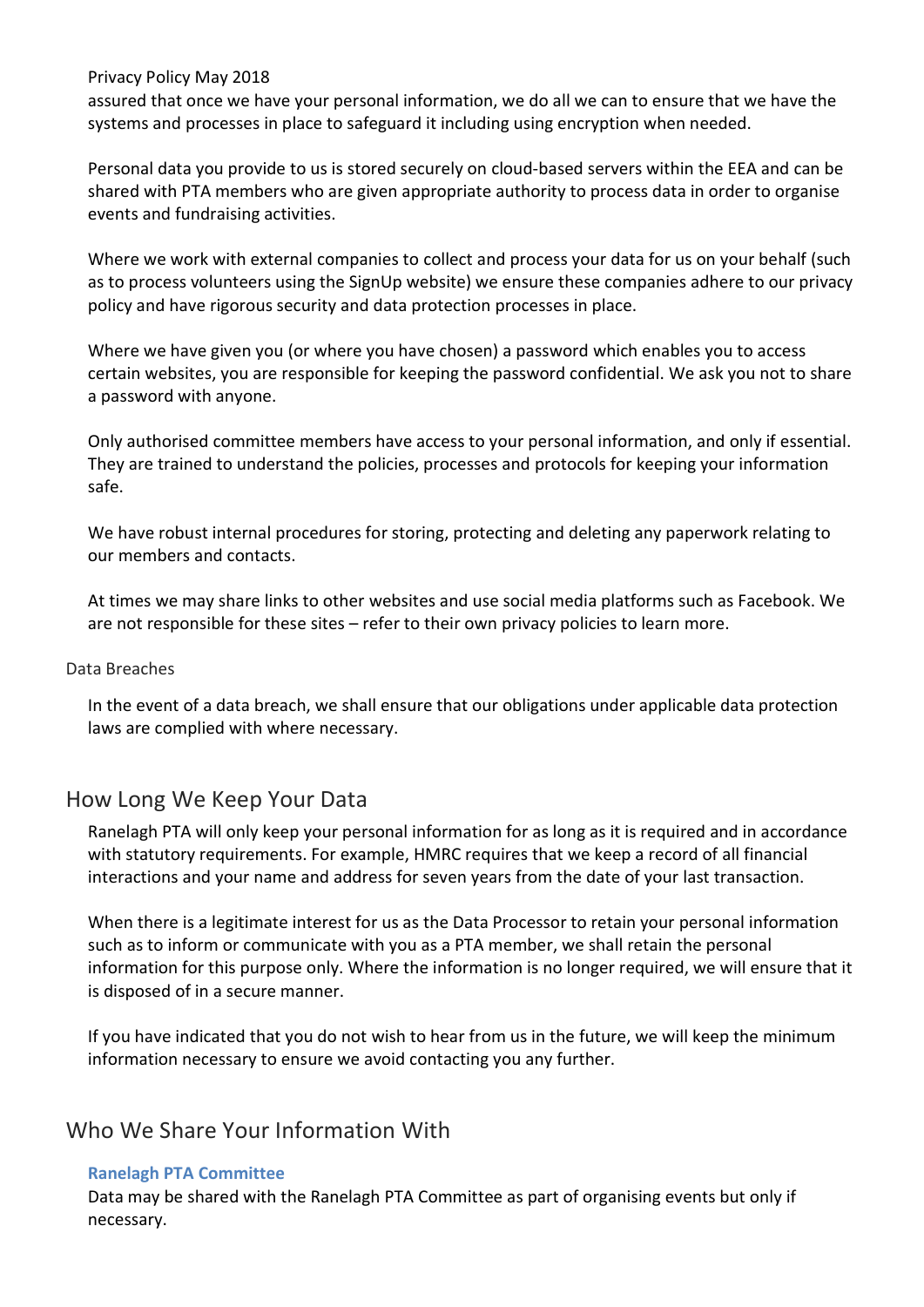assured that once we have your personal information, we do all we can to ensure that we have the systems and processes in place to safeguard it including using encryption when needed.

Personal data you provide to us is stored securely on cloud-based servers within the EEA and can be shared with PTA members who are given appropriate authority to process data in order to organise events and fundraising activities.

Where we work with external companies to collect and process your data for us on your behalf (such as to process volunteers using the SignUp website) we ensure these companies adhere to our privacy policy and have rigorous security and data protection processes in place.

Where we have given you (or where you have chosen) a password which enables you to access certain websites, you are responsible for keeping the password confidential. We ask you not to share a password with anyone.

Only authorised committee members have access to your personal information, and only if essential. They are trained to understand the policies, processes and protocols for keeping your information safe.

We have robust internal procedures for storing, protecting and deleting any paperwork relating to our members and contacts.

At times we may share links to other websites and use social media platforms such as Facebook. We are not responsible for these sites – refer to their own privacy policies to learn more.

### Data Breaches

In the event of a data breach, we shall ensure that our obligations under applicable data protection laws are complied with where necessary.

## How Long We Keep Your Data

Ranelagh PTA will only keep your personal information for as long as it is required and in accordance with statutory requirements. For example, HMRC requires that we keep a record of all financial interactions and your name and address for seven years from the date of your last transaction.

When there is a legitimate interest for us as the Data Processor to retain your personal information such as to inform or communicate with you as a PTA member, we shall retain the personal information for this purpose only. Where the information is no longer required, we will ensure that it is disposed of in a secure manner.

If you have indicated that you do not wish to hear from us in the future, we will keep the minimum information necessary to ensure we avoid contacting you any further.

## Who We Share Your Information With

### Ranelagh PTA Committee

Data may be shared with the Ranelagh PTA Committee as part of organising events but only if necessary.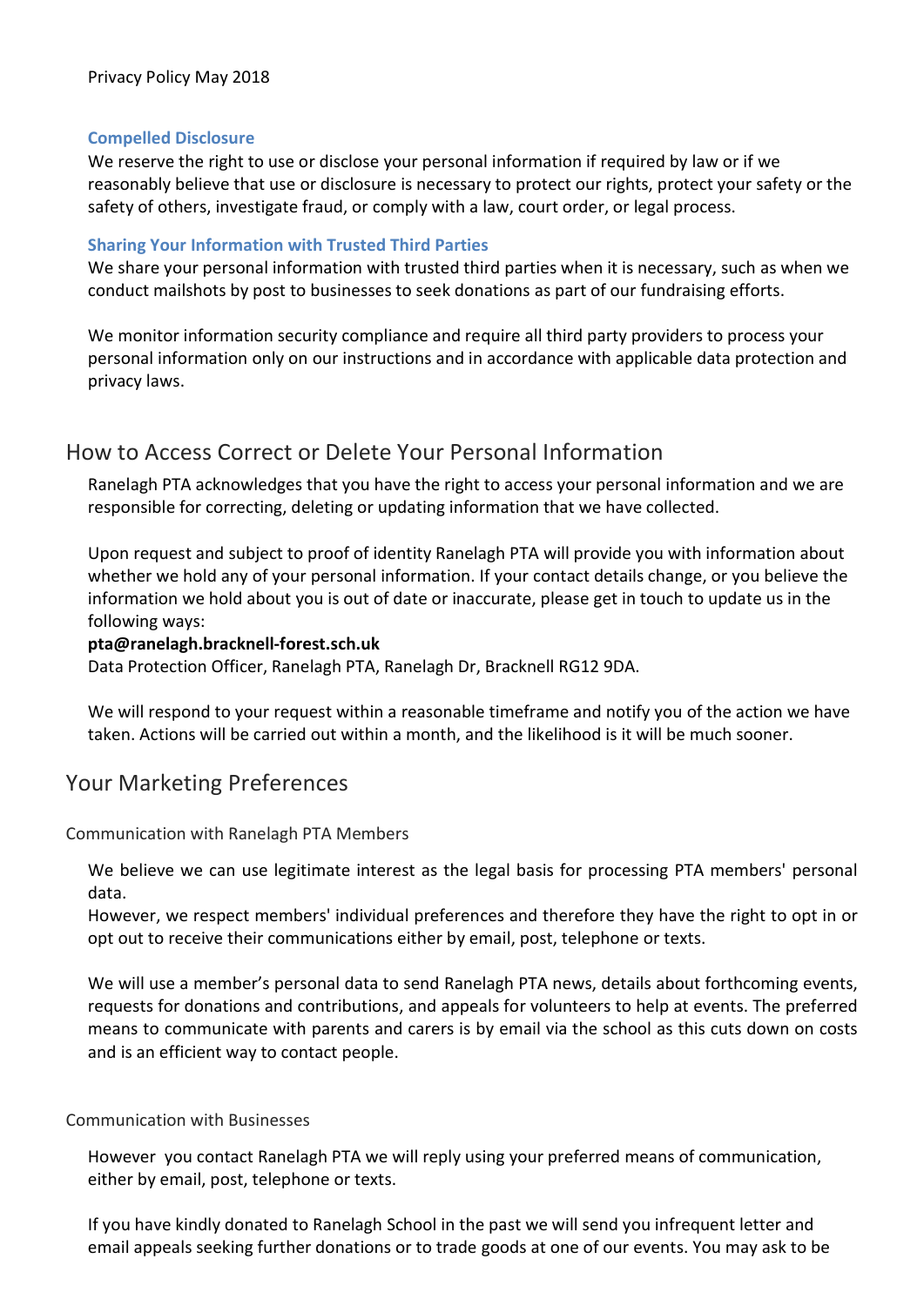### Compelled Disclosure

We reserve the right to use or disclose your personal information if required by law or if we reasonably believe that use or disclosure is necessary to protect our rights, protect your safety or the safety of others, investigate fraud, or comply with a law, court order, or legal process.

### Sharing Your Information with Trusted Third Parties

We share your personal information with trusted third parties when it is necessary, such as when we conduct mailshots by post to businesses to seek donations as part of our fundraising efforts.

We monitor information security compliance and require all third party providers to process your personal information only on our instructions and in accordance with applicable data protection and privacy laws.

## How to Access Correct or Delete Your Personal Information

Ranelagh PTA acknowledges that you have the right to access your personal information and we are responsible for correcting, deleting or updating information that we have collected.

Upon request and subject to proof of identity Ranelagh PTA will provide you with information about whether we hold any of your personal information. If your contact details change, or you believe the information we hold about you is out of date or inaccurate, please get in touch to update us in the following ways:

**pta@ranelagh.bracknell-forest.sch.uk**

Data Protection Officer, Ranelagh PTA, Ranelagh Dr, Bracknell RG12 9DA.

We will respond to your request within a reasonable timeframe and notify you of the action we have taken. Actions will be carried out within a month, and the likelihood is it will be much sooner.

## Your Marketing Preferences

### Communication with Ranelagh PTA Members

We believe we can use legitimate interest as the legal basis for processing PTA members' personal data.
However, we respect members' individual preferences and therefore they have the right to opt in or opt out to receive their communications either by email, post, telephone or texts.

We will use a member's personal data to send Ranelagh PTA news, details about forthcoming events, requests for donations and contributions, and appeals for volunteers to help at events. The preferred means to communicate with parents and carers is by email via the school as this cuts down on costs and is an efficient way to contact people.

### Communication with Businesses

However you contact Ranelagh PTA we will reply using your preferred means of communication, either by email, post, telephone or texts.

If you have kindly donated to Ranelagh School in the past we will send you infrequent letter and email appeals seeking further donations or to trade goods at one of our events. You may ask to be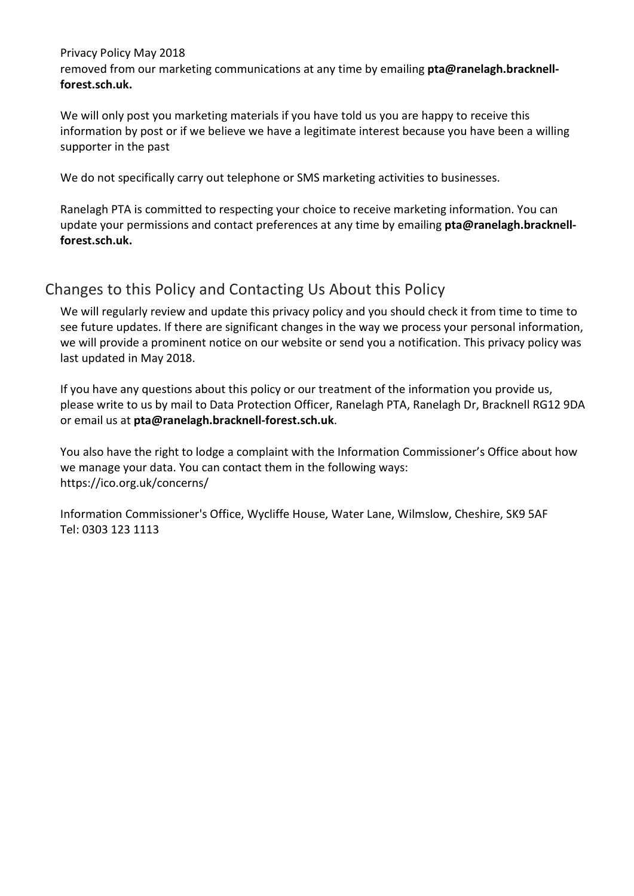removed from our marketing communications at any time by emailing **pta@ranelagh.bracknell-forest.sch.uk.**

We will only post you marketing materials if you have told us you are happy to receive this information by post or if we believe we have a legitimate interest because you have been a willing supporter in the past

We do not specifically carry out telephone or SMS marketing activities to businesses.

Ranelagh PTA is committed to respecting your choice to receive marketing information. You can update your permissions and contact preferences at any time by emailing **pta@ranelagh.bracknell-forest.sch.uk.**

## Changes to this Policy and Contacting Us About this Policy

We will regularly review and update this privacy policy and you should check it from time to time to see future updates. If there are significant changes in the way we process your personal information, we will provide a prominent notice on our website or send you a notification. This privacy policy was last updated in May 2018.

If you have any questions about this policy or our treatment of the information you provide us, please write to us by mail to Data Protection Officer, Ranelagh PTA, Ranelagh Dr, Bracknell RG12 9DA or email us at **pta@ranelagh.bracknell-forest.sch.uk**.

You also have the right to lodge a complaint with the Information Commissioner's Office about how we manage your data. You can contact them in the following ways:
https://ico.org.uk/concerns/

Information Commissioner's Office, Wycliffe House, Water Lane, Wilmslow, Cheshire, SK9 5AF
Tel: 0303 123 1113